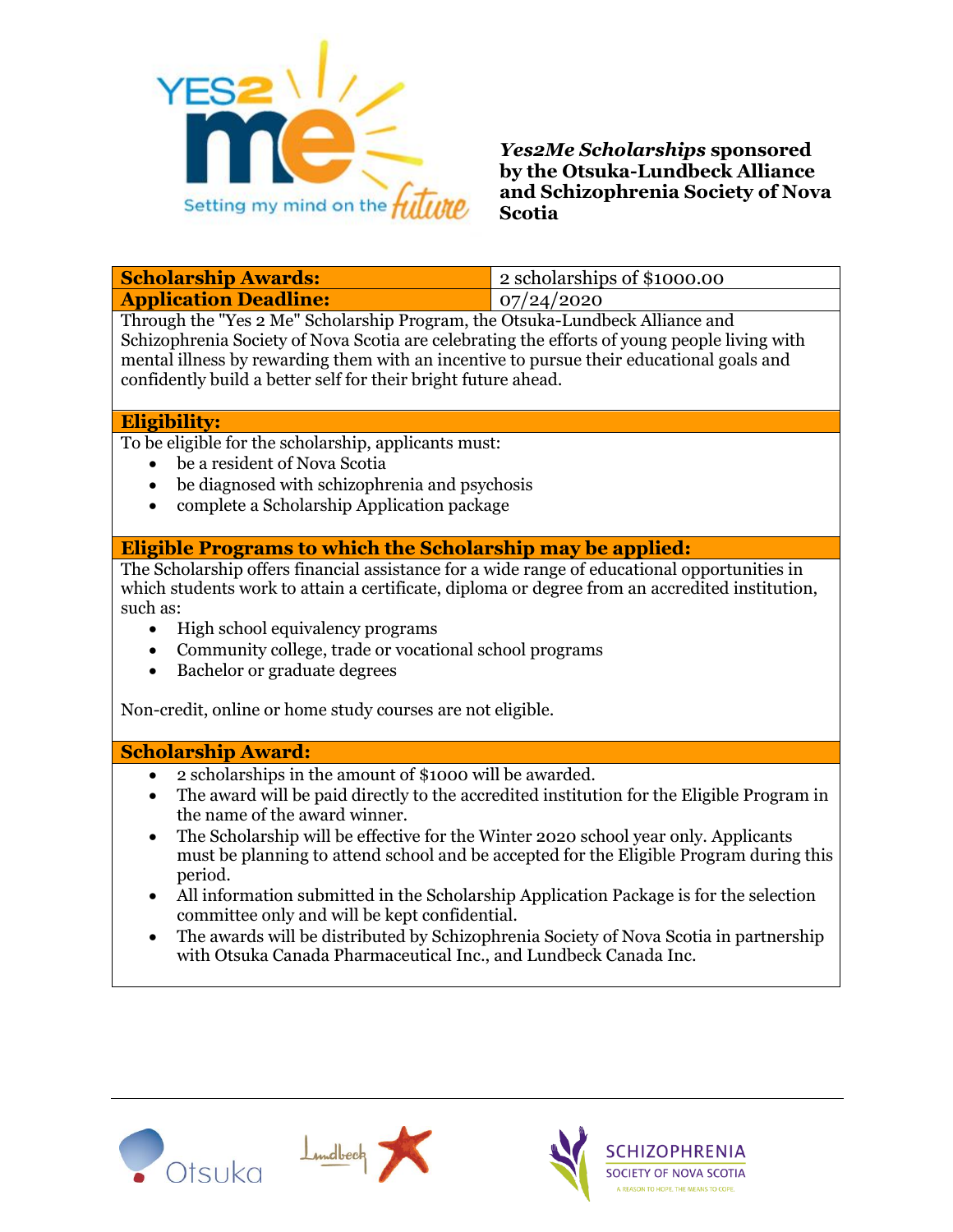YES2 me

Setting my mind on the future

***Yes2Me Scholarships* sponsored by the Otsuka-Lundbeck Alliance and Schizophrenia Society of Nova Scotia**

| **Scholarship Awards:** | 2 scholarships of $1000.00 |
|---|---|
| **Application Deadline:** | 07/24/2020 |

Through the "Yes 2 Me" Scholarship Program, the Otsuka-Lundbeck Alliance and Schizophrenia Society of Nova Scotia are celebrating the efforts of young people living with mental illness by rewarding them with an incentive to pursue their educational goals and confidently build a better self for their bright future ahead.

## Eligibility:

To be eligible for the scholarship, applicants must:

- be a resident of Nova Scotia
- be diagnosed with schizophrenia and psychosis
- complete a Scholarship Application package

## Eligible Programs to which the Scholarship may be applied:

The Scholarship offers financial assistance for a wide range of educational opportunities in which students work to attain a certificate, diploma or degree from an accredited institution, such as:

- High school equivalency programs
- Community college, trade or vocational school programs
- Bachelor or graduate degrees

Non-credit, online or home study courses are not eligible.

## Scholarship Award:

- 2 scholarships in the amount of $1000 will be awarded.
- The award will be paid directly to the accredited institution for the Eligible Program in the name of the award winner.
- The Scholarship will be effective for the Winter 2020 school year only. Applicants must be planning to attend school and be accepted for the Eligible Program during this period.
- All information submitted in the Scholarship Application Package is for the selection committee only and will be kept confidential.
- The awards will be distributed by Schizophrenia Society of Nova Scotia in partnership with Otsuka Canada Pharmaceutical Inc., and Lundbeck Canada Inc.

Otsuka    Lundbeck    SCHIZOPHRENIA SOCIETY OF NOVA SCOTIA — A REASON TO HOPE. THE MEANS TO COPE.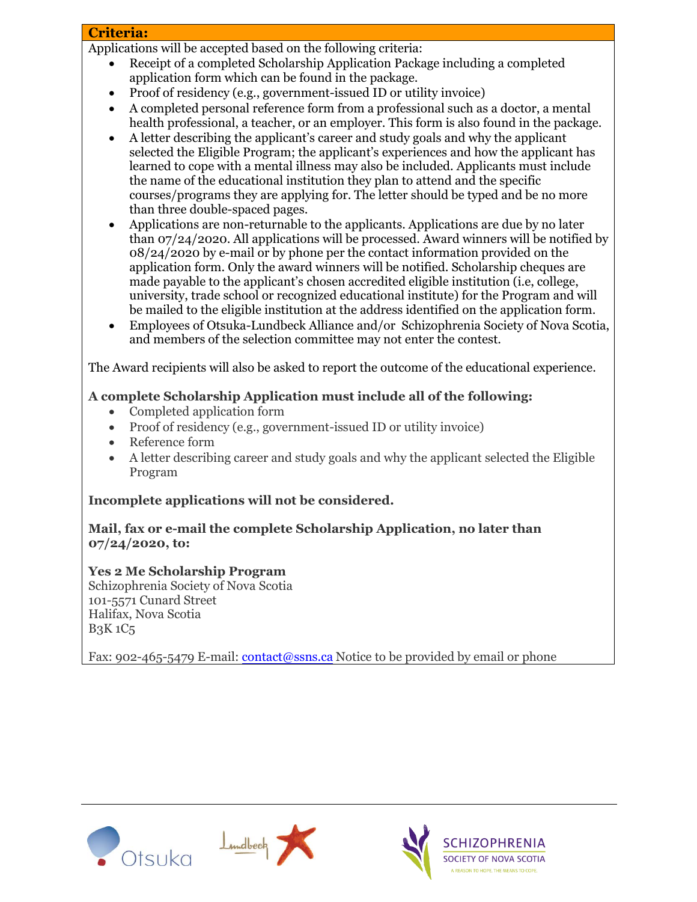## Criteria:

Applications will be accepted based on the following criteria:

- Receipt of a completed Scholarship Application Package including a completed application form which can be found in the package.
- Proof of residency (e.g., government-issued ID or utility invoice)
- A completed personal reference form from a professional such as a doctor, a mental health professional, a teacher, or an employer. This form is also found in the package.
- A letter describing the applicant's career and study goals and why the applicant selected the Eligible Program; the applicant's experiences and how the applicant has learned to cope with a mental illness may also be included. Applicants must include the name of the educational institution they plan to attend and the specific courses/programs they are applying for. The letter should be typed and be no more than three double-spaced pages.
- Applications are non-returnable to the applicants. Applications are due by no later than 07/24/2020. All applications will be processed. Award winners will be notified by 08/24/2020 by e-mail or by phone per the contact information provided on the application form. Only the award winners will be notified. Scholarship cheques are made payable to the applicant's chosen accredited eligible institution (i.e, college, university, trade school or recognized educational institute) for the Program and will be mailed to the eligible institution at the address identified on the application form.
- Employees of Otsuka-Lundbeck Alliance and/or Schizophrenia Society of Nova Scotia, and members of the selection committee may not enter the contest.

The Award recipients will also be asked to report the outcome of the educational experience.

**A complete Scholarship Application must include all of the following:**

- Completed application form
- Proof of residency (e.g., government-issued ID or utility invoice)
- Reference form
- A letter describing career and study goals and why the applicant selected the Eligible Program

**Incomplete applications will not be considered.**

**Mail, fax or e-mail the complete Scholarship Application, no later than 07/24/2020, to:**

**Yes 2 Me Scholarship Program**
Schizophrenia Society of Nova Scotia
101-5571 Cunard Street
Halifax, Nova Scotia
B3K 1C5

Fax: 902-465-5479 E-mail: contact@ssns.ca Notice to be provided by email or phone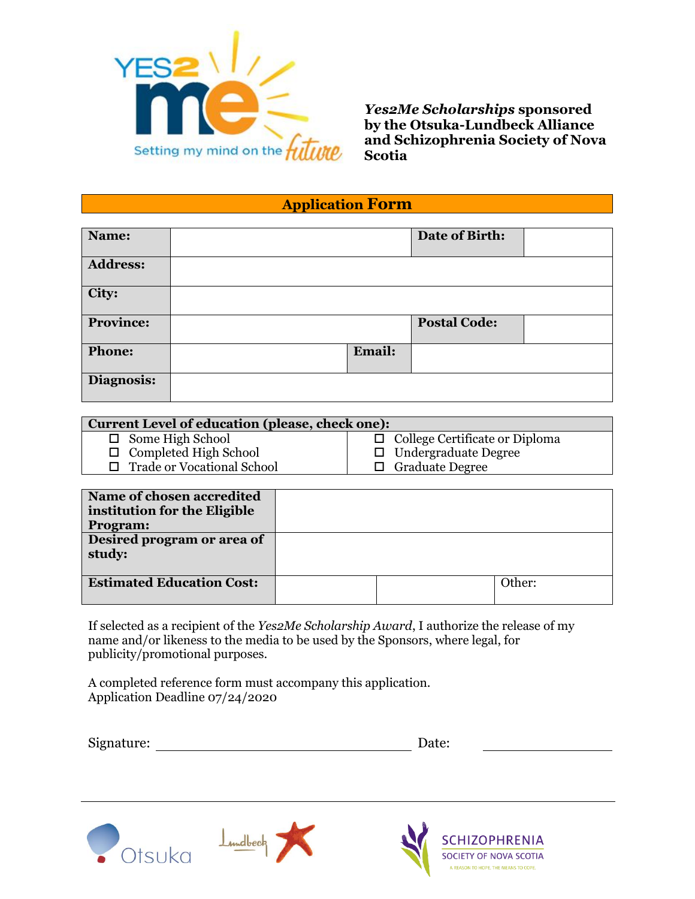*Yes2Me Scholarships* **sponsored by the Otsuka-Lundbeck Alliance and Schizophrenia Society of Nova Scotia**

## Application Form

| **Name:** | | **Date of Birth:** | |
|---|---|---|---|
| **Address:** | | | |
| **City:** | | | |
| **Province:** | | **Postal Code:** | |
| **Phone:** | | **Email:** | |
| **Diagnosis:** | | | |

| **Current Level of education (please, check one):** | |
|---|---|
| ☐ Some High School | ☐ College Certificate or Diploma |
| ☐ Completed High School | ☐ Undergraduate Degree |
| ☐ Trade or Vocational School | ☐ Graduate Degree |

| **Name of chosen accredited institution for the Eligible Program:** | | | |
|---|---|---|---|
| **Desired program or area of study:** | | | |
| **Estimated Education Cost:** | | | Other: |

If selected as a recipient of the *Yes2Me Scholarship Award*, I authorize the release of my name and/or likeness to the media to be used by the Sponsors, where legal, for publicity/promotional purposes.

A completed reference form must accompany this application.
Application Deadline 07/24/2020

Signature: ______________________________ Date: ______________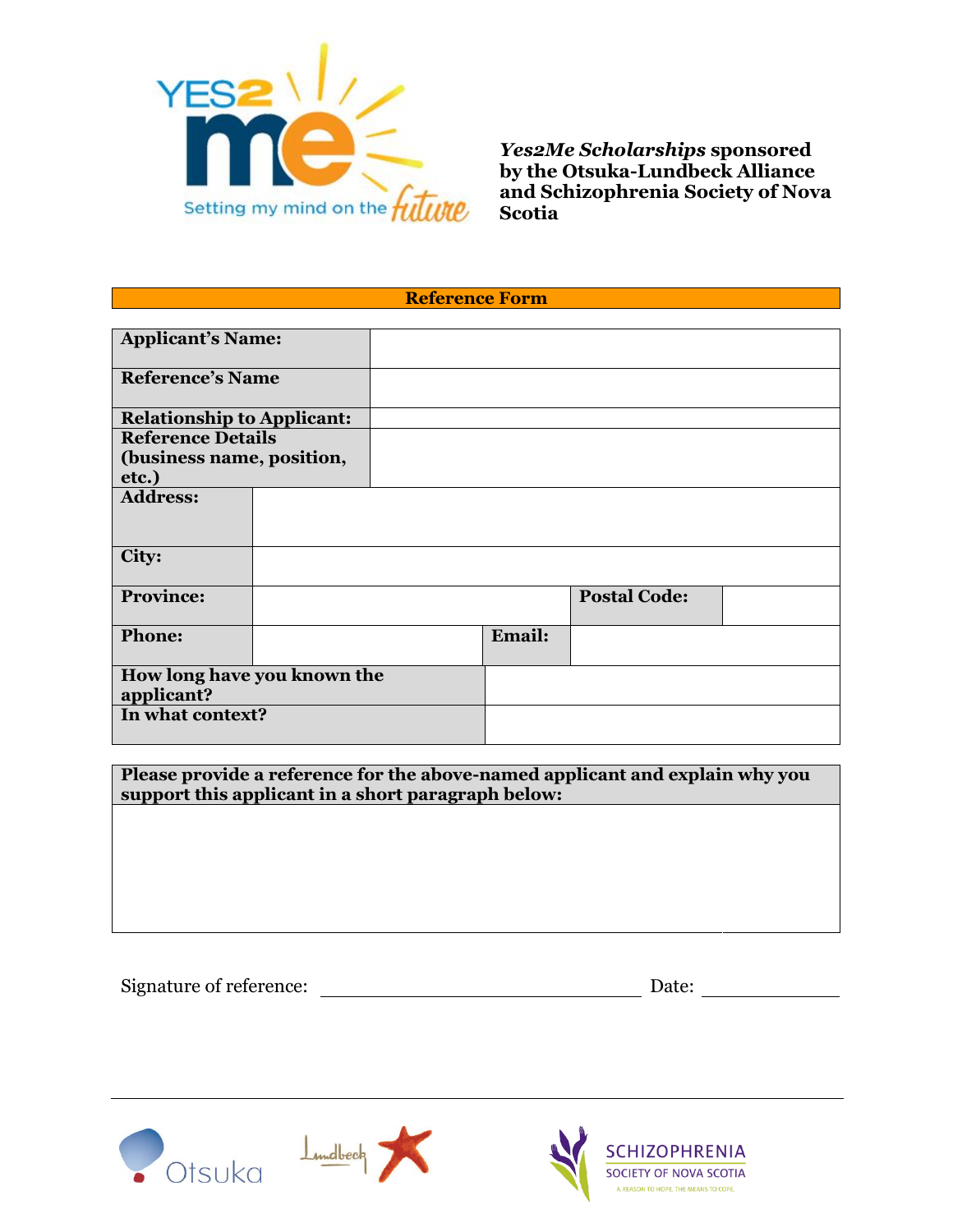*Yes2Me Scholarships* **sponsored by the Otsuka-Lundbeck Alliance and Schizophrenia Society of Nova Scotia**

## Reference Form

| | | | |
|---|---|---|---|
| **Applicant's Name:** | | | |
| **Reference's Name** | | | |
| **Relationship to Applicant:** | | | |
| **Reference Details (business name, position, etc.)** | | | |
| **Address:** | | | |
| **City:** | | | |
| **Province:** | | **Postal Code:** | |
| **Phone:** | | **Email:** | |
| **How long have you known the applicant?** | | | |
| **In what context?** | | | |

| **Please provide a reference for the above-named applicant and explain why you support this applicant in a short paragraph below:** |
|---|
| |

Signature of reference: ______________________ Date: __________